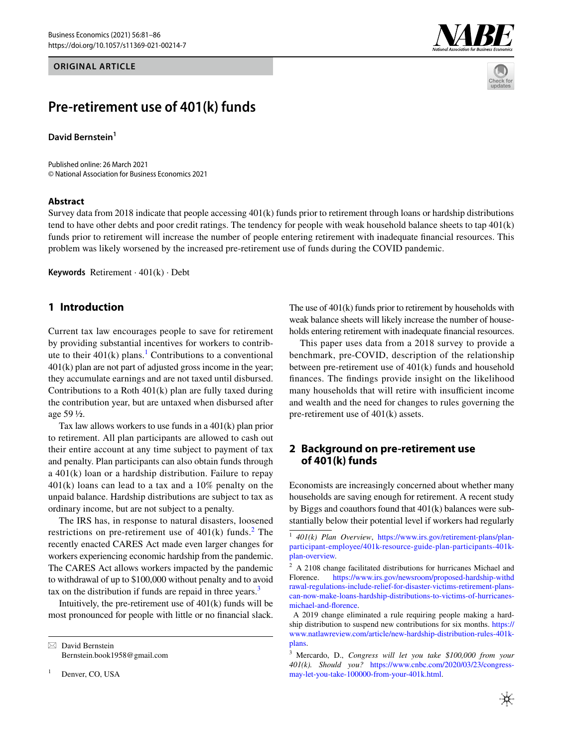ORIGINAL ARTICLE

# Pre-retirement use of 401(k) funds

**David Bernstein**[1]

Published online: 26 March 2021
© National Association for Business Economics 2021

### Abstract

Survey data from 2018 indicate that people accessing 401(k) funds prior to retirement through loans or hardship distributions tend to have other debts and poor credit ratings. The tendency for people with weak household balance sheets to tap 401(k) funds prior to retirement will increase the number of people entering retirement with inadequate financial resources. This problem was likely worsened by the increased pre-retirement use of funds during the COVID pandemic.

**Keywords** Retirement · 401(k) · Debt

## 1 Introduction

Current tax law encourages people to save for retirement by providing substantial incentives for workers to contribute to their 401(k) plans.[1] Contributions to a conventional 401(k) plan are not part of adjusted gross income in the year; they accumulate earnings and are not taxed until disbursed. Contributions to a Roth 401(k) plan are fully taxed during the contribution year, but are untaxed when disbursed after age 59 ½.

Tax law allows workers to use funds in a 401(k) plan prior to retirement. All plan participants are allowed to cash out their entire account at any time subject to payment of tax and penalty. Plan participants can also obtain funds through a 401(k) loan or a hardship distribution. Failure to repay 401(k) loans can lead to a tax and a 10% penalty on the unpaid balance. Hardship distributions are subject to tax as ordinary income, but are not subject to a penalty.

The IRS has, in response to natural disasters, loosened restrictions on pre-retirement use of 401(k) funds.[2] The recently enacted CARES Act made even larger changes for workers experiencing economic hardship from the pandemic. The CARES Act allows workers impacted by the pandemic to withdrawal of up to $100,000 without penalty and to avoid tax on the distribution if funds are repaid in three years.[3]

Intuitively, the pre-retirement use of 401(k) funds will be most pronounced for people with little or no financial slack. The use of 401(k) funds prior to retirement by households with weak balance sheets will likely increase the number of households entering retirement with inadequate financial resources.

This paper uses data from a 2018 survey to provide a benchmark, pre-COVID, description of the relationship between pre-retirement use of 401(k) funds and household finances. The findings provide insight on the likelihood many households that will retire with insufficient income and wealth and the need for changes to rules governing the pre-retirement use of 401(k) assets.

## 2 Background on pre-retirement use of 401(k) funds

Economists are increasingly concerned about whether many households are saving enough for retirement. A recent study by Biggs and coauthors found that 401(k) balances were substantially below their potential level if workers had regularly

---

✉ David Bernstein
Bernstein.book1958@gmail.com

[1] Denver, CO, USA

---

[1] *401(k) Plan Overview*, https://www.irs.gov/retirement-plans/plan-participant-employee/401k-resource-guide-plan-participants-401k-plan-overview.

[2] A 2108 change facilitated distributions for hurricanes Michael and Florence. https://www.irs.gov/newsroom/proposed-hardship-withdrawal-regulations-include-relief-for-disaster-victims-retirement-plans-can-now-make-loans-hardship-distributions-to-victims-of-hurricanes-michael-and-florence.

A 2019 change eliminated a rule requiring people making a hardship distribution to suspend new contributions for six months. https://www.natlawreview.com/article/new-hardship-distribution-rules-401k-plans.

[3] Mercardo, D., *Congress will let you take $100,000 from your 401(k). Should you?* https://www.cnbc.com/2020/03/23/congress-may-let-you-take-100000-from-your-401k.html.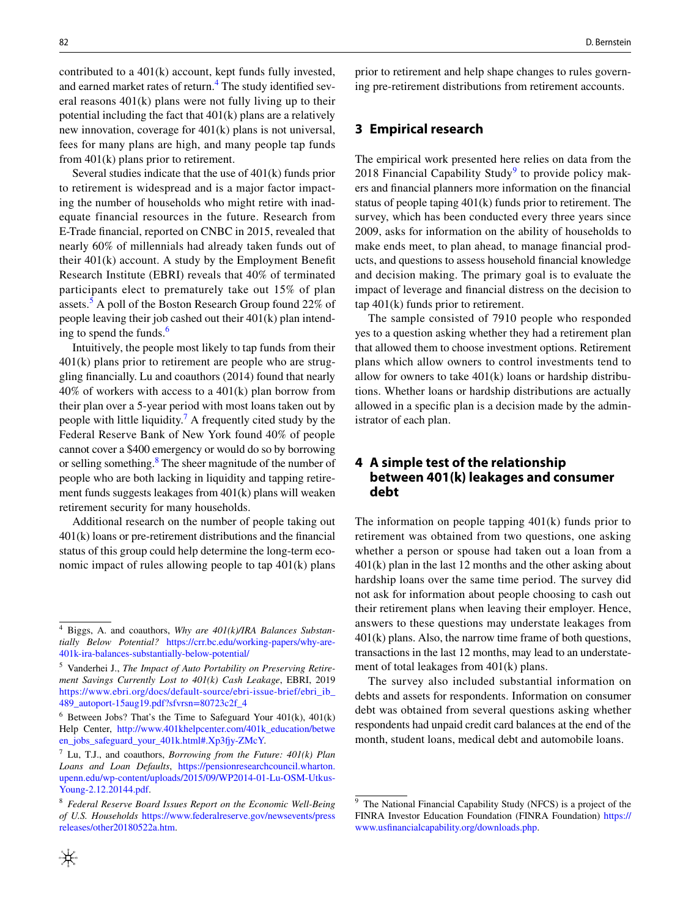contributed to a 401(k) account, kept funds fully invested, and earned market rates of return.[4] The study identified several reasons 401(k) plans were not fully living up to their potential including the fact that 401(k) plans are a relatively new innovation, coverage for 401(k) plans is not universal, fees for many plans are high, and many people tap funds from 401(k) plans prior to retirement.

Several studies indicate that the use of 401(k) funds prior to retirement is widespread and is a major factor impacting the number of households who might retire with inadequate financial resources in the future. Research from E-Trade financial, reported on CNBC in 2015, revealed that nearly 60% of millennials had already taken funds out of their 401(k) account. A study by the Employment Benefit Research Institute (EBRI) reveals that 40% of terminated participants elect to prematurely take out 15% of plan assets.[5] A poll of the Boston Research Group found 22% of people leaving their job cashed out their 401(k) plan intending to spend the funds.[6]

Intuitively, the people most likely to tap funds from their 401(k) plans prior to retirement are people who are struggling financially. Lu and coauthors (2014) found that nearly 40% of workers with access to a 401(k) plan borrow from their plan over a 5-year period with most loans taken out by people with little liquidity.[7] A frequently cited study by the Federal Reserve Bank of New York found 40% of people cannot cover a $400 emergency or would do so by borrowing or selling something.[8] The sheer magnitude of the number of people who are both lacking in liquidity and tapping retirement funds suggests leakages from 401(k) plans will weaken retirement security for many households.

Additional research on the number of people taking out 401(k) loans or pre-retirement distributions and the financial status of this group could help determine the long-term economic impact of rules allowing people to tap 401(k) plans prior to retirement and help shape changes to rules governing pre-retirement distributions from retirement accounts.

## 3 Empirical research

The empirical work presented here relies on data from the 2018 Financial Capability Study[9] to provide policy makers and financial planners more information on the financial status of people taping 401(k) funds prior to retirement. The survey, which has been conducted every three years since 2009, asks for information on the ability of households to make ends meet, to plan ahead, to manage financial products, and questions to assess household financial knowledge and decision making. The primary goal is to evaluate the impact of leverage and financial distress on the decision to tap 401(k) funds prior to retirement.

The sample consisted of 7910 people who responded yes to a question asking whether they had a retirement plan that allowed them to choose investment options. Retirement plans which allow owners to control investments tend to allow for owners to take 401(k) loans or hardship distributions. Whether loans or hardship distributions are actually allowed in a specific plan is a decision made by the administrator of each plan.

## 4 A simple test of the relationship between 401(k) leakages and consumer debt

The information on people tapping 401(k) funds prior to retirement was obtained from two questions, one asking whether a person or spouse had taken out a loan from a 401(k) plan in the last 12 months and the other asking about hardship loans over the same time period. The survey did not ask for information about people choosing to cash out their retirement plans when leaving their employer. Hence, answers to these questions may understate leakages from 401(k) plans. Also, the narrow time frame of both questions, transactions in the last 12 months, may lead to an understatement of total leakages from 401(k) plans.

The survey also included substantial information on debts and assets for respondents. Information on consumer debt was obtained from several questions asking whether respondents had unpaid credit card balances at the end of the month, student loans, medical debt and automobile loans.

---

[4] Biggs, A. and coauthors, *Why are 401(k)/IRA Balances Substantially Below Potential?* https://crr.bc.edu/working-papers/why-are-401k-ira-balances-substantially-below-potential/

[5] Vanderhei J., *The Impact of Auto Portability on Preserving Retirement Savings Currently Lost to 401(k) Cash Leakage*, EBRI, 2019 https://www.ebri.org/docs/default-source/ebri-issue-brief/ebri_ib_489_autoport-15aug19.pdf?sfvrsn=80723c2f_4

[6] Between Jobs? That's the Time to Safeguard Your 401(k), 401(k) Help Center, http://www.401khelpcenter.com/401k_education/between_jobs_safeguard_your_401k.html#.Xp3fjy-ZMcY.

[7] Lu, T.J., and coauthors, *Borrowing from the Future: 401(k) Plan Loans and Loan Defaults*, https://pensionresearchcouncil.wharton.upenn.edu/wp-content/uploads/2015/09/WP2014-01-Lu-OSM-Utkus-Young-2.12.20144.pdf.

[8] *Federal Reserve Board Issues Report on the Economic Well-Being of U.S. Households* https://www.federalreserve.gov/newsevents/pressreleases/other20180522a.htm.

[9] The National Financial Capability Study (NFCS) is a project of the FINRA Investor Education Foundation (FINRA Foundation) https://www.usfinancialcapability.org/downloads.php.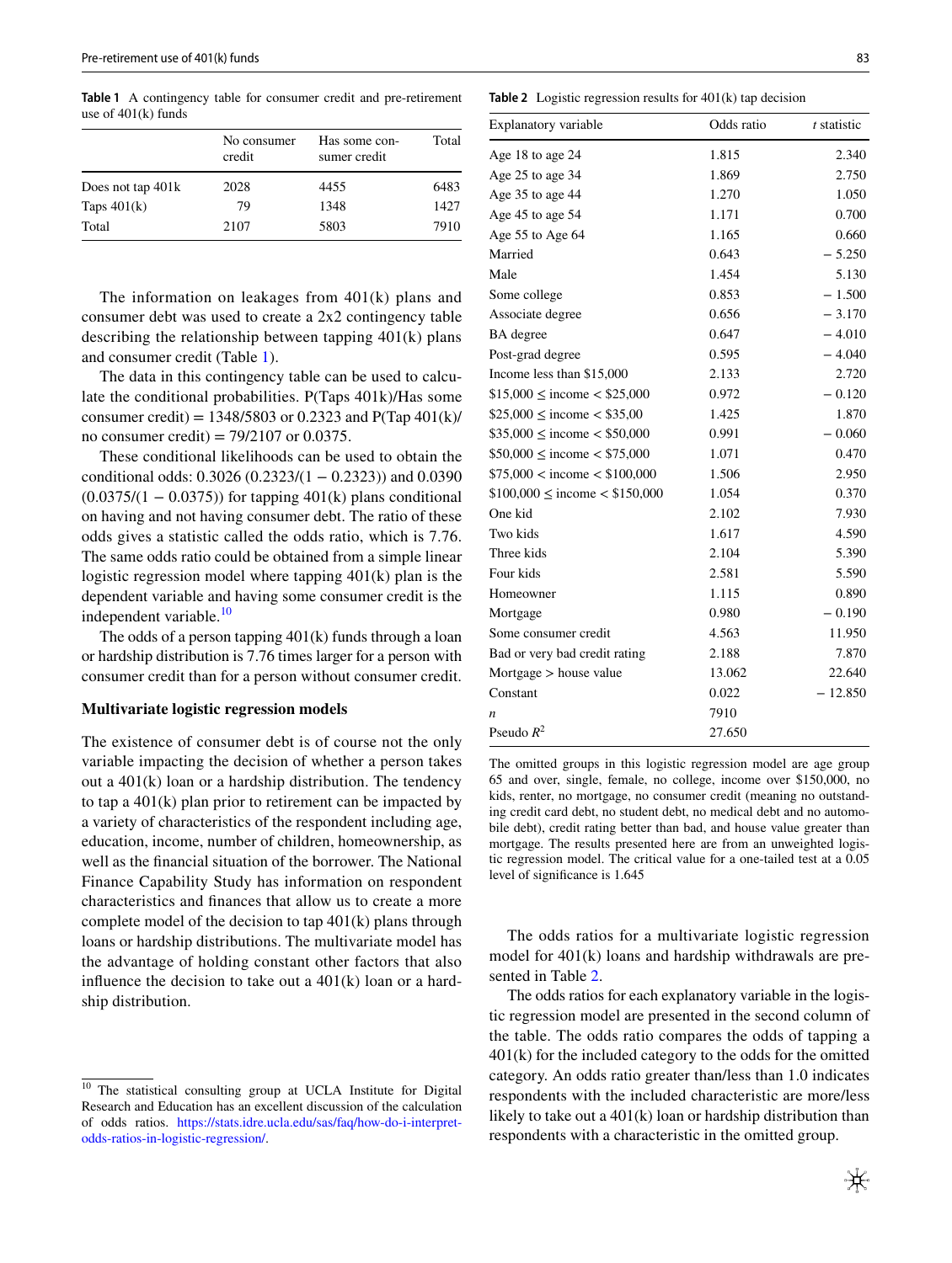**Table 1** A contingency table for consumer credit and pre-retirement use of 401(k) funds

| | No consumer credit | Has some consumer credit | Total |
|---|---|---|---|
| Does not tap 401k | 2028 | 4455 | 6483 |
| Taps 401(k) | 79 | 1348 | 1427 |
| Total | 2107 | 5803 | 7910 |

The information on leakages from 401(k) plans and consumer debt was used to create a 2x2 contingency table describing the relationship between tapping 401(k) plans and consumer credit (Table 1).

The data in this contingency table can be used to calculate the conditional probabilities. P(Taps 401k)/Has some consumer credit) = 1348/5803 or 0.2323 and P(Tap 401(k)/no consumer credit) = 79/2107 or 0.0375.

These conditional likelihoods can be used to obtain the conditional odds: 0.3026 (0.2323/(1 − 0.2323)) and 0.0390 (0.0375/(1 − 0.0375)) for tapping 401(k) plans conditional on having and not having consumer debt. The ratio of these odds gives a statistic called the odds ratio, which is 7.76. The same odds ratio could be obtained from a simple linear logistic regression model where tapping 401(k) plan is the dependent variable and having some consumer credit is the independent variable.[10]

The odds of a person tapping 401(k) funds through a loan or hardship distribution is 7.76 times larger for a person with consumer credit than for a person without consumer credit.

### Multivariate logistic regression models

The existence of consumer debt is of course not the only variable impacting the decision of whether a person takes out a 401(k) loan or a hardship distribution. The tendency to tap a 401(k) plan prior to retirement can be impacted by a variety of characteristics of the respondent including age, education, income, number of children, homeownership, as well as the financial situation of the borrower. The National Finance Capability Study has information on respondent characteristics and finances that allow us to create a more complete model of the decision to tap 401(k) plans through loans or hardship distributions. The multivariate model has the advantage of holding constant other factors that also influence the decision to take out a 401(k) loan or a hardship distribution.

[10] The statistical consulting group at UCLA Institute for Digital Research and Education has an excellent discussion of the calculation of odds ratios. https://stats.idre.ucla.edu/sas/faq/how-do-i-interpret-odds-ratios-in-logistic-regression/.

**Table 2** Logistic regression results for 401(k) tap decision

| Explanatory variable | Odds ratio | *t* statistic |
|---|---|---|
| Age 18 to age 24 | 1.815 | 2.340 |
| Age 25 to age 34 | 1.869 | 2.750 |
| Age 35 to age 44 | 1.270 | 1.050 |
| Age 45 to age 54 | 1.171 | 0.700 |
| Age 55 to Age 64 | 1.165 | 0.660 |
| Married | 0.643 | − 5.250 |
| Male | 1.454 | 5.130 |
| Some college | 0.853 | − 1.500 |
| Associate degree | 0.656 | − 3.170 |
| BA degree | 0.647 | − 4.010 |
| Post-grad degree | 0.595 | − 4.040 |
| Income less than $15,000 | 2.133 | 2.720 |
| $15,000 ≤ income < $25,000 | 0.972 | − 0.120 |
| $25,000 ≤ income < $35,00 | 1.425 | 1.870 |
| $35,000 ≤ income < $50,000 | 0.991 | − 0.060 |
| $50,000 ≤ income < $75,000 | 1.071 | 0.470 |
| $75,000 < income < $100,000 | 1.506 | 2.950 |
| $100,000 ≤ income < $150,000 | 1.054 | 0.370 |
| One kid | 2.102 | 7.930 |
| Two kids | 1.617 | 4.590 |
| Three kids | 2.104 | 5.390 |
| Four kids | 2.581 | 5.590 |
| Homeowner | 1.115 | 0.890 |
| Mortgage | 0.980 | − 0.190 |
| Some consumer credit | 4.563 | 11.950 |
| Bad or very bad credit rating | 2.188 | 7.870 |
| Mortgage > house value | 13.062 | 22.640 |
| Constant | 0.022 | − 12.850 |
| *n* | 7910 | |
| Pseudo $R^2$ | 27.650 | |

The omitted groups in this logistic regression model are age group 65 and over, single, female, no college, income over $150,000, no kids, renter, no mortgage, no consumer credit (meaning no outstanding credit card debt, no student debt, no medical debt and no automobile debt), credit rating better than bad, and house value greater than mortgage. The results presented here are from an unweighted logistic regression model. The critical value for a one-tailed test at a 0.05 level of significance is 1.645

The odds ratios for a multivariate logistic regression model for 401(k) loans and hardship withdrawals are presented in Table 2.

The odds ratios for each explanatory variable in the logistic regression model are presented in the second column of the table. The odds ratio compares the odds of tapping a 401(k) for the included category to the odds for the omitted category. An odds ratio greater than/less than 1.0 indicates respondents with the included characteristic are more/less likely to take out a 401(k) loan or hardship distribution than respondents with a characteristic in the omitted group.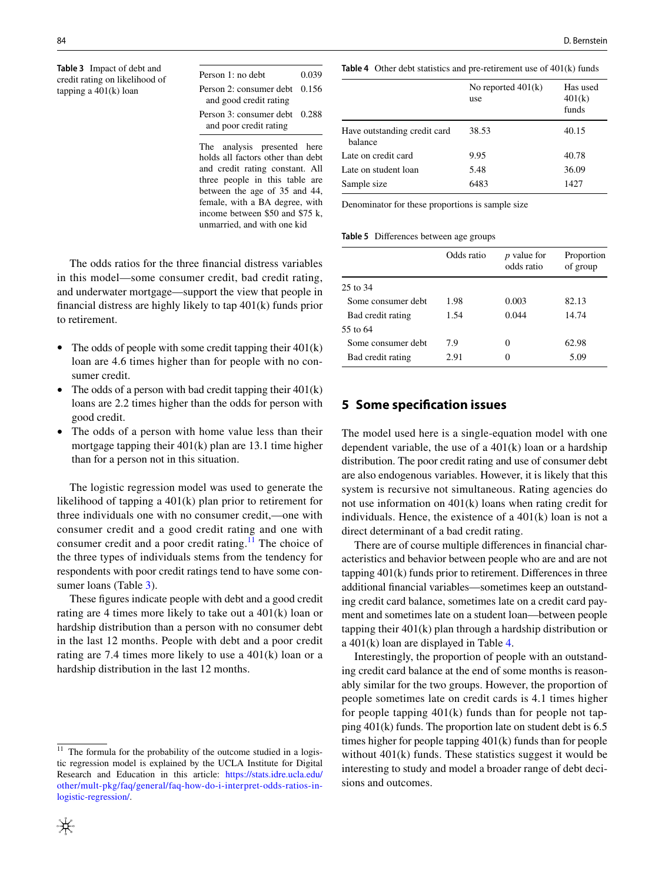**Table 3** Impact of debt and credit rating on likelihood of tapping a 401(k) loan

| | |
|---|---|
| Person 1: no debt | 0.039 |
| Person 2: consumer debt and good credit rating | 0.156 |
| Person 3: consumer debt and poor credit rating | 0.288 |

The analysis presented here holds all factors other than debt and credit rating constant. All three people in this table are between the age of 35 and 44, female, with a BA degree, with income between $50 and $75 k, unmarried, and with one kid

The odds ratios for the three financial distress variables in this model—some consumer credit, bad credit rating, and underwater mortgage—support the view that people in financial distress are highly likely to tap 401(k) funds prior to retirement.

- The odds of people with some credit tapping their 401(k) loan are 4.6 times higher than for people with no consumer credit.
- The odds of a person with bad credit tapping their 401(k) loans are 2.2 times higher than the odds for person with good credit.
- The odds of a person with home value less than their mortgage tapping their 401(k) plan are 13.1 time higher than for a person not in this situation.

The logistic regression model was used to generate the likelihood of tapping a 401(k) plan prior to retirement for three individuals one with no consumer credit,—one with consumer credit and a good credit rating and one with consumer credit and a poor credit rating.[11] The choice of the three types of individuals stems from the tendency for respondents with poor credit ratings tend to have some consumer loans (Table 3).

These figures indicate people with debt and a good credit rating are 4 times more likely to take out a 401(k) loan or hardship distribution than a person with no consumer debt in the last 12 months. People with debt and a poor credit rating are 7.4 times more likely to use a 401(k) loan or a hardship distribution in the last 12 months.

[11] The formula for the probability of the outcome studied in a logistic regression model is explained by the UCLA Institute for Digital Research and Education in this article: https://stats.idre.ucla.edu/other/mult-pkg/faq/general/faq-how-do-i-interpret-odds-ratios-in-logistic-regression/.

**Table 4** Other debt statistics and pre-retirement use of 401(k) funds

| | No reported 401(k) use | Has used 401(k) funds |
|---|---|---|
| Have outstanding credit card balance | 38.53 | 40.15 |
| Late on credit card | 9.95 | 40.78 |
| Late on student loan | 5.48 | 36.09 |
| Sample size | 6483 | 1427 |

Denominator for these proportions is sample size

**Table 5** Differences between age groups

| | Odds ratio | $p$ value for odds ratio | Proportion of group |
|---|---|---|---|
| 25 to 34 | | | |
| Some consumer debt | 1.98 | 0.003 | 82.13 |
| Bad credit rating | 1.54 | 0.044 | 14.74 |
| 55 to 64 | | | |
| Some consumer debt | 7.9 | 0 | 62.98 |
| Bad credit rating | 2.91 | 0 | 5.09 |

## 5 Some specification issues

The model used here is a single-equation model with one dependent variable, the use of a 401(k) loan or a hardship distribution. The poor credit rating and use of consumer debt are also endogenous variables. However, it is likely that this system is recursive not simultaneous. Rating agencies do not use information on 401(k) loans when rating credit for individuals. Hence, the existence of a 401(k) loan is not a direct determinant of a bad credit rating.

There are of course multiple differences in financial characteristics and behavior between people who are and are not tapping 401(k) funds prior to retirement. Differences in three additional financial variables—sometimes keep an outstanding credit card balance, sometimes late on a credit card payment and sometimes late on a student loan—between people tapping their 401(k) plan through a hardship distribution or a 401(k) loan are displayed in Table 4.

Interestingly, the proportion of people with an outstanding credit card balance at the end of some months is reasonably similar for the two groups. However, the proportion of people sometimes late on credit cards is 4.1 times higher for people tapping 401(k) funds than for people not tapping 401(k) funds. The proportion late on student debt is 6.5 times higher for people tapping 401(k) funds than for people without 401(k) funds. These statistics suggest it would be interesting to study and model a broader range of debt decisions and outcomes.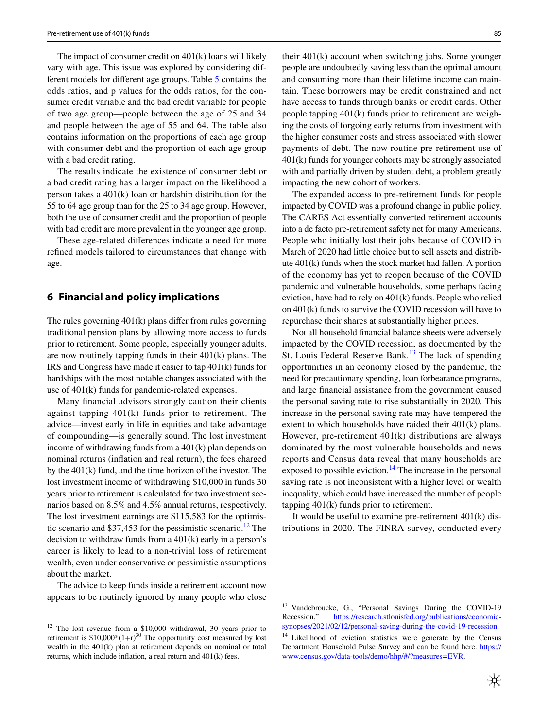The impact of consumer credit on 401(k) loans will likely vary with age. This issue was explored by considering different models for different age groups. Table 5 contains the odds ratios, and p values for the odds ratios, for the consumer credit variable and the bad credit variable for people of two age group—people between the age of 25 and 34 and people between the age of 55 and 64. The table also contains information on the proportions of each age group with consumer debt and the proportion of each age group with a bad credit rating.

The results indicate the existence of consumer debt or a bad credit rating has a larger impact on the likelihood a person takes a 401(k) loan or hardship distribution for the 55 to 64 age group than for the 25 to 34 age group. However, both the use of consumer credit and the proportion of people with bad credit are more prevalent in the younger age group.

These age-related differences indicate a need for more refined models tailored to circumstances that change with age.

## 6 Financial and policy implications

The rules governing 401(k) plans differ from rules governing traditional pension plans by allowing more access to funds prior to retirement. Some people, especially younger adults, are now routinely tapping funds in their 401(k) plans. The IRS and Congress have made it easier to tap 401(k) funds for hardships with the most notable changes associated with the use of 401(k) funds for pandemic-related expenses.

Many financial advisors strongly caution their clients against tapping 401(k) funds prior to retirement. The advice—invest early in life in equities and take advantage of compounding—is generally sound. The lost investment income of withdrawing funds from a 401(k) plan depends on nominal returns (inflation and real return), the fees charged by the 401(k) fund, and the time horizon of the investor. The lost investment income of withdrawing $10,000 in funds 30 years prior to retirement is calculated for two investment scenarios based on 8.5% and 4.5% annual returns, respectively. The lost investment earnings are $115,583 for the optimistic scenario and $37,453 for the pessimistic scenario.[12] The decision to withdraw funds from a 401(k) early in a person's career is likely to lead to a non-trivial loss of retirement wealth, even under conservative or pessimistic assumptions about the market.

The advice to keep funds inside a retirement account now appears to be routinely ignored by many people who close their 401(k) account when switching jobs. Some younger people are undoubtedly saving less than the optimal amount and consuming more than their lifetime income can maintain. These borrowers may be credit constrained and not have access to funds through banks or credit cards. Other people tapping 401(k) funds prior to retirement are weighing the costs of forgoing early returns from investment with the higher consumer costs and stress associated with slower payments of debt. The now routine pre-retirement use of 401(k) funds for younger cohorts may be strongly associated with and partially driven by student debt, a problem greatly impacting the new cohort of workers.

The expanded access to pre-retirement funds for people impacted by COVID was a profound change in public policy. The CARES Act essentially converted retirement accounts into a de facto pre-retirement safety net for many Americans. People who initially lost their jobs because of COVID in March of 2020 had little choice but to sell assets and distribute 401(k) funds when the stock market had fallen. A portion of the economy has yet to reopen because of the COVID pandemic and vulnerable households, some perhaps facing eviction, have had to rely on 401(k) funds. People who relied on 401(k) funds to survive the COVID recession will have to repurchase their shares at substantially higher prices.

Not all household financial balance sheets were adversely impacted by the COVID recession, as documented by the St. Louis Federal Reserve Bank.[13] The lack of spending opportunities in an economy closed by the pandemic, the need for precautionary spending, loan forbearance programs, and large financial assistance from the government caused the personal saving rate to rise substantially in 2020. This increase in the personal saving rate may have tempered the extent to which households have raided their 401(k) plans. However, pre-retirement 401(k) distributions are always dominated by the most vulnerable households and news reports and Census data reveal that many households are exposed to possible eviction.[14] The increase in the personal saving rate is not inconsistent with a higher level or wealth inequality, which could have increased the number of people tapping 401(k) funds prior to retirement.

It would be useful to examine pre-retirement 401(k) distributions in 2020. The FINRA survey, conducted every

---

[12] The lost revenue from a $10,000 withdrawal, 30 years prior to retirement is $\$10{,}000*(1+r)^{30}$ The opportunity cost measured by lost wealth in the 401(k) plan at retirement depends on nominal or total returns, which include inflation, a real return and 401(k) fees.

[13] Vandebroucke, G., "Personal Savings During the COVID-19 Recession," https://research.stlouisfed.org/publications/economic-synopses/2021/02/12/personal-saving-during-the-covid-19-recession.

[14] Likelihood of eviction statistics were generate by the Census Department Household Pulse Survey and can be found here. https://www.census.gov/data-tools/demo/hhp/#/?measures=EVR.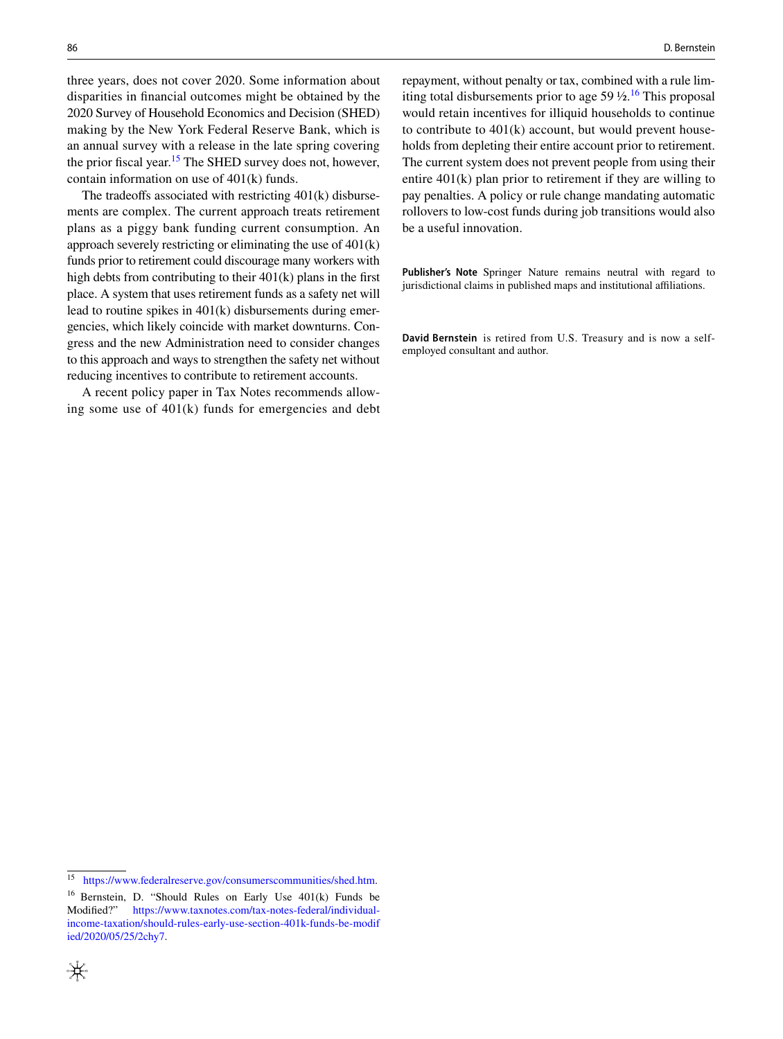three years, does not cover 2020. Some information about disparities in financial outcomes might be obtained by the 2020 Survey of Household Economics and Decision (SHED) making by the New York Federal Reserve Bank, which is an annual survey with a release in the late spring covering the prior fiscal year.[15] The SHED survey does not, however, contain information on use of 401(k) funds.

The tradeoffs associated with restricting 401(k) disbursements are complex. The current approach treats retirement plans as a piggy bank funding current consumption. An approach severely restricting or eliminating the use of 401(k) funds prior to retirement could discourage many workers with high debts from contributing to their 401(k) plans in the first place. A system that uses retirement funds as a safety net will lead to routine spikes in 401(k) disbursements during emergencies, which likely coincide with market downturns. Congress and the new Administration need to consider changes to this approach and ways to strengthen the safety net without reducing incentives to contribute to retirement accounts.

A recent policy paper in Tax Notes recommends allowing some use of 401(k) funds for emergencies and debt repayment, without penalty or tax, combined with a rule limiting total disbursements prior to age 59 ½.[16] This proposal would retain incentives for illiquid households to continue to contribute to 401(k) account, but would prevent households from depleting their entire account prior to retirement. The current system does not prevent people from using their entire 401(k) plan prior to retirement if they are willing to pay penalties. A policy or rule change mandating automatic rollovers to low-cost funds during job transitions would also be a useful innovation.

**Publisher's Note** Springer Nature remains neutral with regard to jurisdictional claims in published maps and institutional affiliations.

**David Bernstein** is retired from U.S. Treasury and is now a self-employed consultant and author.

---

[15] https://www.federalreserve.gov/consumerscommunities/shed.htm.

[16] Bernstein, D. "Should Rules on Early Use 401(k) Funds be Modified?" https://www.taxnotes.com/tax-notes-federal/individual-income-taxation/should-rules-early-use-section-401k-funds-be-modified/2020/05/25/2chy7.